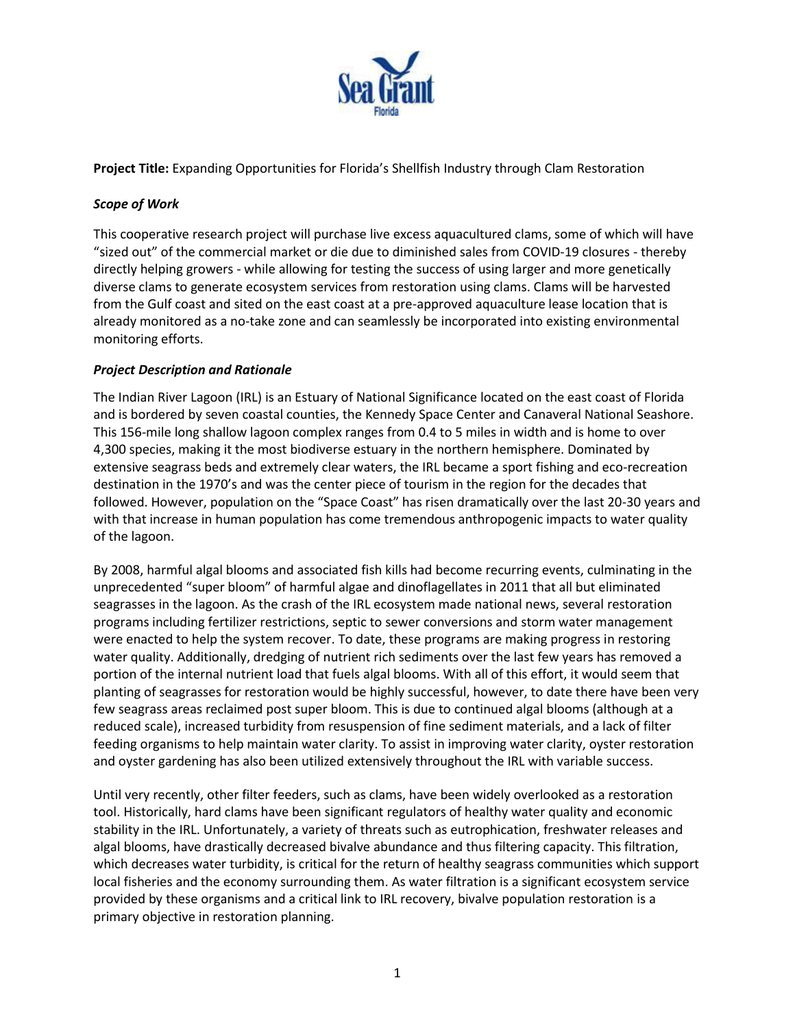**Project Title:** Expanding Opportunities for Florida's Shellfish Industry through Clam Restoration

### *Scope of Work*

This cooperative research project will purchase live excess aquacultured clams, some of which will have "sized out" of the commercial market or die due to diminished sales from COVID-19 closures - thereby directly helping growers - while allowing for testing the success of using larger and more genetically diverse clams to generate ecosystem services from restoration using clams. Clams will be harvested from the Gulf coast and sited on the east coast at a pre-approved aquaculture lease location that is already monitored as a no-take zone and can seamlessly be incorporated into existing environmental monitoring efforts.

### *Project Description and Rationale*

The Indian River Lagoon (IRL) is an Estuary of National Significance located on the east coast of Florida and is bordered by seven coastal counties, the Kennedy Space Center and Canaveral National Seashore. This 156-mile long shallow lagoon complex ranges from 0.4 to 5 miles in width and is home to over 4,300 species, making it the most biodiverse estuary in the northern hemisphere. Dominated by extensive seagrass beds and extremely clear waters, the IRL became a sport fishing and eco-recreation destination in the 1970's and was the center piece of tourism in the region for the decades that followed. However, population on the "Space Coast" has risen dramatically over the last 20-30 years and with that increase in human population has come tremendous anthropogenic impacts to water quality of the lagoon.

By 2008, harmful algal blooms and associated fish kills had become recurring events, culminating in the unprecedented "super bloom" of harmful algae and dinoflagellates in 2011 that all but eliminated seagrasses in the lagoon. As the crash of the IRL ecosystem made national news, several restoration programs including fertilizer restrictions, septic to sewer conversions and storm water management were enacted to help the system recover. To date, these programs are making progress in restoring water quality. Additionally, dredging of nutrient rich sediments over the last few years has removed a portion of the internal nutrient load that fuels algal blooms. With all of this effort, it would seem that planting of seagrasses for restoration would be highly successful, however, to date there have been very few seagrass areas reclaimed post super bloom. This is due to continued algal blooms (although at a reduced scale), increased turbidity from resuspension of fine sediment materials, and a lack of filter feeding organisms to help maintain water clarity. To assist in improving water clarity, oyster restoration and oyster gardening has also been utilized extensively throughout the IRL with variable success.

Until very recently, other filter feeders, such as clams, have been widely overlooked as a restoration tool. Historically, hard clams have been significant regulators of healthy water quality and economic stability in the IRL. Unfortunately, a variety of threats such as eutrophication, freshwater releases and algal blooms, have drastically decreased bivalve abundance and thus filtering capacity. This filtration, which decreases water turbidity, is critical for the return of healthy seagrass communities which support local fisheries and the economy surrounding them. As water filtration is a significant ecosystem service provided by these organisms and a critical link to IRL recovery, bivalve population restoration is a primary objective in restoration planning.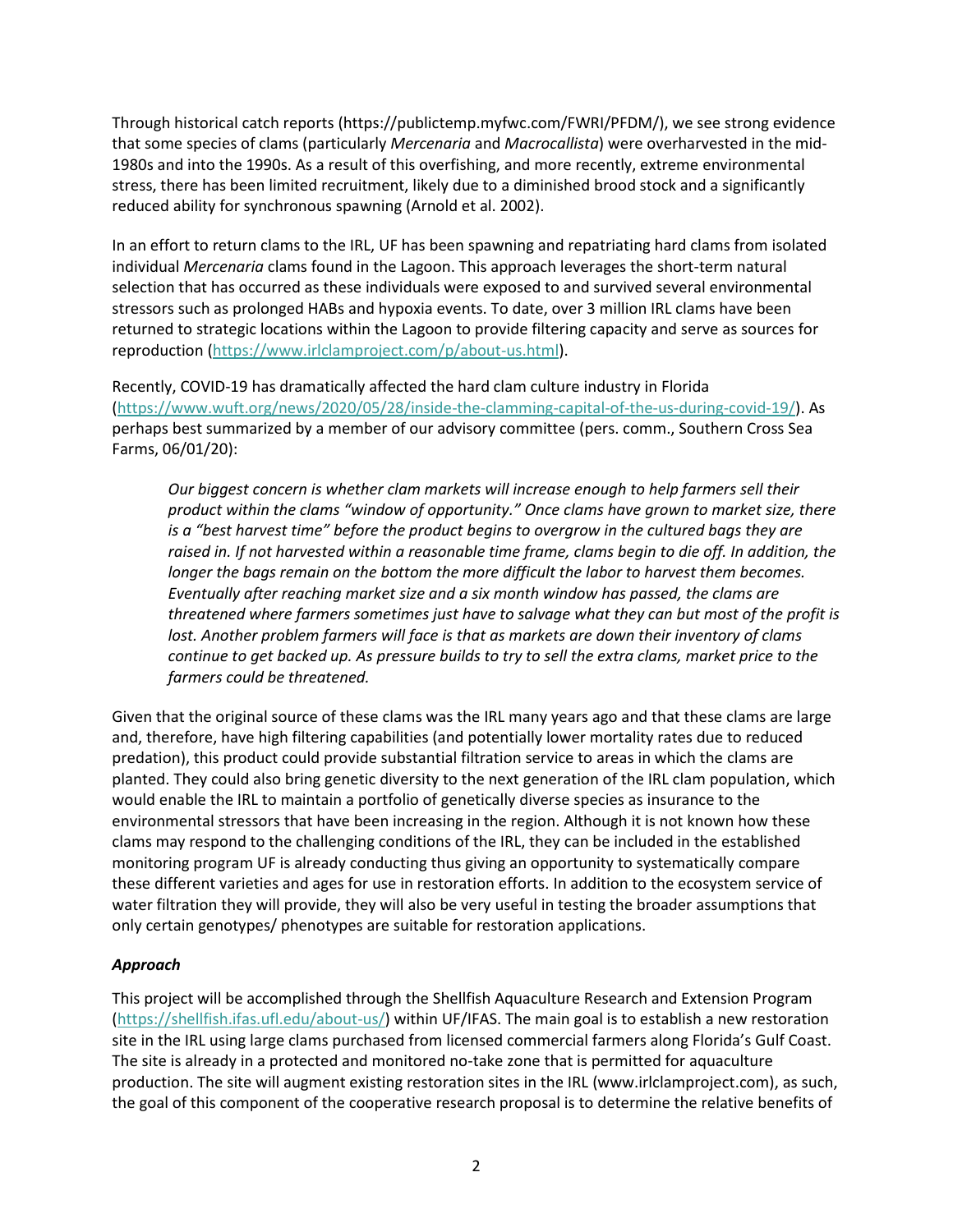Through historical catch reports (https://publictemp.myfwc.com/FWRI/PFDM/), we see strong evidence that some species of clams (particularly *Mercenaria* and *Macrocallista*) were overharvested in the mid-1980s and into the 1990s. As a result of this overfishing, and more recently, extreme environmental stress, there has been limited recruitment, likely due to a diminished brood stock and a significantly reduced ability for synchronous spawning (Arnold et al. 2002).

In an effort to return clams to the IRL, UF has been spawning and repatriating hard clams from isolated individual *Mercenaria* clams found in the Lagoon. This approach leverages the short-term natural selection that has occurred as these individuals were exposed to and survived several environmental stressors such as prolonged HABs and hypoxia events. To date, over 3 million IRL clams have been returned to strategic locations within the Lagoon to provide filtering capacity and serve as sources for reproduction (https://www.irlclamproject.com/p/about-us.html).

Recently, COVID-19 has dramatically affected the hard clam culture industry in Florida (https://www.wuft.org/news/2020/05/28/inside-the-clamming-capital-of-the-us-during-covid-19/). As perhaps best summarized by a member of our advisory committee (pers. comm., Southern Cross Sea Farms, 06/01/20):

> *Our biggest concern is whether clam markets will increase enough to help farmers sell their product within the clams "window of opportunity." Once clams have grown to market size, there is a "best harvest time" before the product begins to overgrow in the cultured bags they are raised in. If not harvested within a reasonable time frame, clams begin to die off. In addition, the longer the bags remain on the bottom the more difficult the labor to harvest them becomes. Eventually after reaching market size and a six month window has passed, the clams are threatened where farmers sometimes just have to salvage what they can but most of the profit is lost. Another problem farmers will face is that as markets are down their inventory of clams continue to get backed up. As pressure builds to try to sell the extra clams, market price to the farmers could be threatened.*

Given that the original source of these clams was the IRL many years ago and that these clams are large and, therefore, have high filtering capabilities (and potentially lower mortality rates due to reduced predation), this product could provide substantial filtration service to areas in which the clams are planted. They could also bring genetic diversity to the next generation of the IRL clam population, which would enable the IRL to maintain a portfolio of genetically diverse species as insurance to the environmental stressors that have been increasing in the region. Although it is not known how these clams may respond to the challenging conditions of the IRL, they can be included in the established monitoring program UF is already conducting thus giving an opportunity to systematically compare these different varieties and ages for use in restoration efforts. In addition to the ecosystem service of water filtration they will provide, they will also be very useful in testing the broader assumptions that only certain genotypes/ phenotypes are suitable for restoration applications.

### *Approach*

This project will be accomplished through the Shellfish Aquaculture Research and Extension Program (https://shellfish.ifas.ufl.edu/about-us/) within UF/IFAS. The main goal is to establish a new restoration site in the IRL using large clams purchased from licensed commercial farmers along Florida's Gulf Coast. The site is already in a protected and monitored no-take zone that is permitted for aquaculture production. The site will augment existing restoration sites in the IRL (www.irlclamproject.com), as such, the goal of this component of the cooperative research proposal is to determine the relative benefits of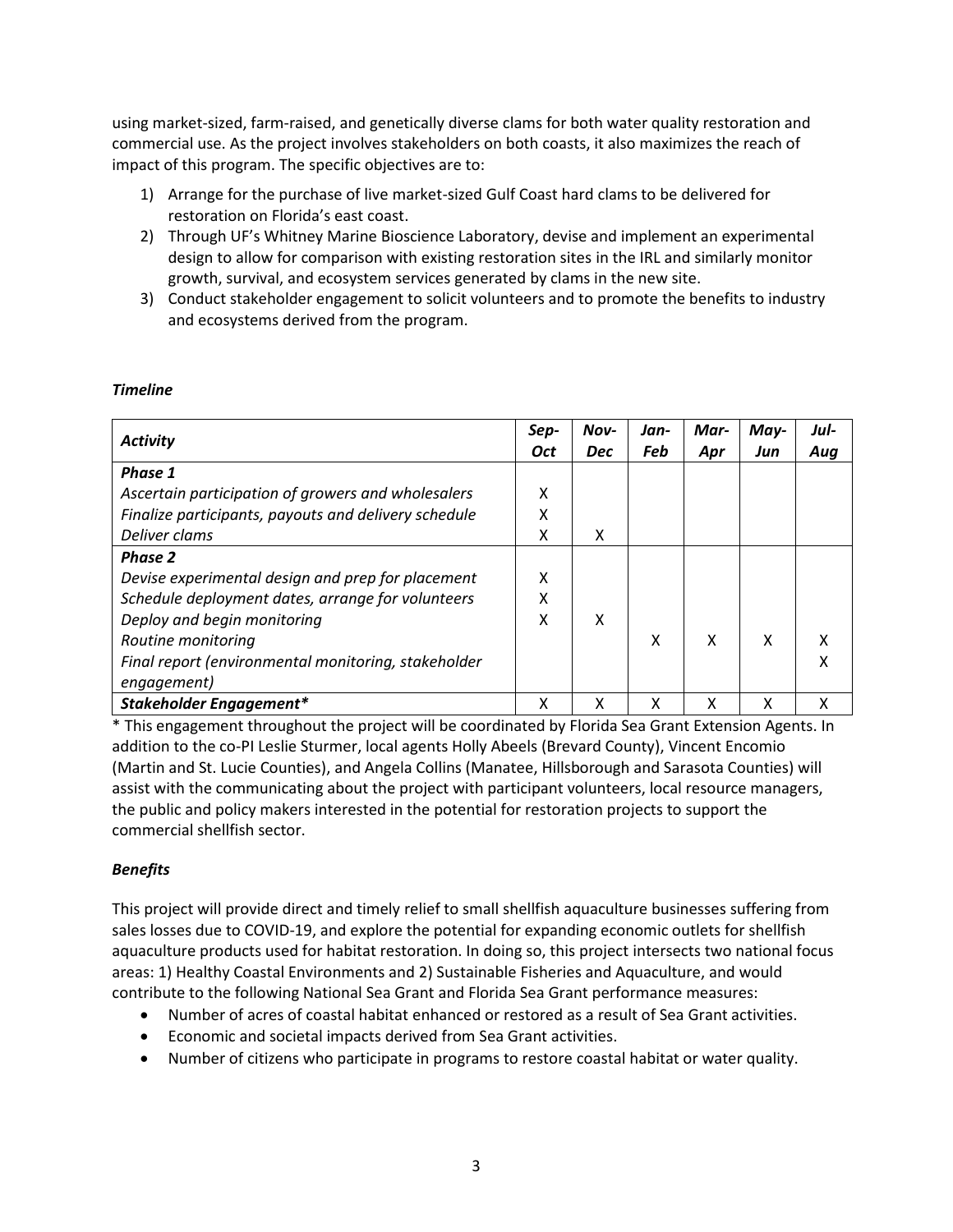using market-sized, farm-raised, and genetically diverse clams for both water quality restoration and commercial use. As the project involves stakeholders on both coasts, it also maximizes the reach of impact of this program. The specific objectives are to:

1) Arrange for the purchase of live market-sized Gulf Coast hard clams to be delivered for restoration on Florida's east coast.
2) Through UF's Whitney Marine Bioscience Laboratory, devise and implement an experimental design to allow for comparison with existing restoration sites in the IRL and similarly monitor growth, survival, and ecosystem services generated by clams in the new site.
3) Conduct stakeholder engagement to solicit volunteers and to promote the benefits to industry and ecosystems derived from the program.

### *Timeline*

| *Activity* | *Sep-Oct* | *Nov-Dec* | *Jan-Feb* | *Mar-Apr* | *May-Jun* | *Jul-Aug* |
|---|---|---|---|---|---|---|
| ***Phase 1*** | | | | | | |
| *Ascertain participation of growers and wholesalers* | X | | | | | |
| *Finalize participants, payouts and delivery schedule* | X | | | | | |
| *Deliver clams* | X | X | | | | |
| ***Phase 2*** | | | | | | |
| *Devise experimental design and prep for placement* | X | | | | | |
| *Schedule deployment dates, arrange for volunteers* | X | | | | | |
| *Deploy and begin monitoring* | X | X | | | | |
| *Routine monitoring* | | | X | X | X | X |
| *Final report (environmental monitoring, stakeholder engagement)* | | | | | | X |
| ***Stakeholder Engagement**** | X | X | X | X | X | X |

\* This engagement throughout the project will be coordinated by Florida Sea Grant Extension Agents. In addition to the co-PI Leslie Sturmer, local agents Holly Abeels (Brevard County), Vincent Encomio (Martin and St. Lucie Counties), and Angela Collins (Manatee, Hillsborough and Sarasota Counties) will assist with the communicating about the project with participant volunteers, local resource managers, the public and policy makers interested in the potential for restoration projects to support the commercial shellfish sector.

### *Benefits*

This project will provide direct and timely relief to small shellfish aquaculture businesses suffering from sales losses due to COVID-19, and explore the potential for expanding economic outlets for shellfish aquaculture products used for habitat restoration. In doing so, this project intersects two national focus areas: 1) Healthy Coastal Environments and 2) Sustainable Fisheries and Aquaculture, and would contribute to the following National Sea Grant and Florida Sea Grant performance measures:

- Number of acres of coastal habitat enhanced or restored as a result of Sea Grant activities.
- Economic and societal impacts derived from Sea Grant activities.
- Number of citizens who participate in programs to restore coastal habitat or water quality.